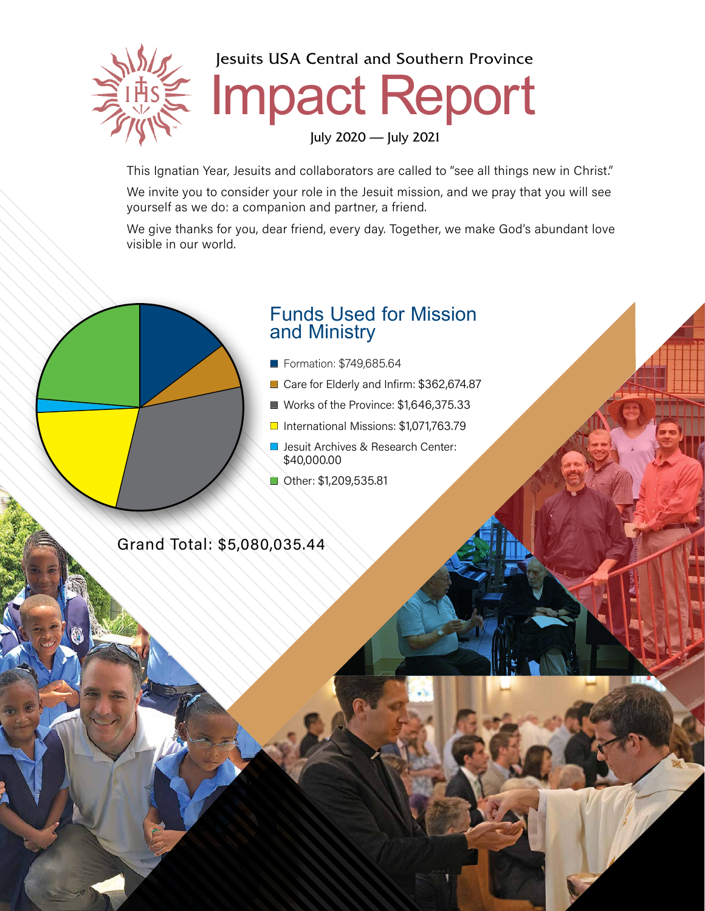Jesuits USA Central and Southern Province

# Impact Report

July 2020 — July 2021

This Ignatian Year, Jesuits and collaborators are called to "see all things new in Christ."

We invite you to consider your role in the Jesuit mission, and we pray that you will see yourself as we do: a companion and partner, a friend.

We give thanks for you, dear friend, every day. Together, we make God's abundant love visible in our world.

## Funds Used for Mission and Ministry

- Formation: $749,685.64
- Care for Elderly and Infirm: $362,674.87
- Works of the Province: $1,646,375.33
- International Missions: $1,071,763.79
- Jesuit Archives & Research Center: $40,000.00
- Other: $1,209,535.81

Grand Total: $5,080,035.44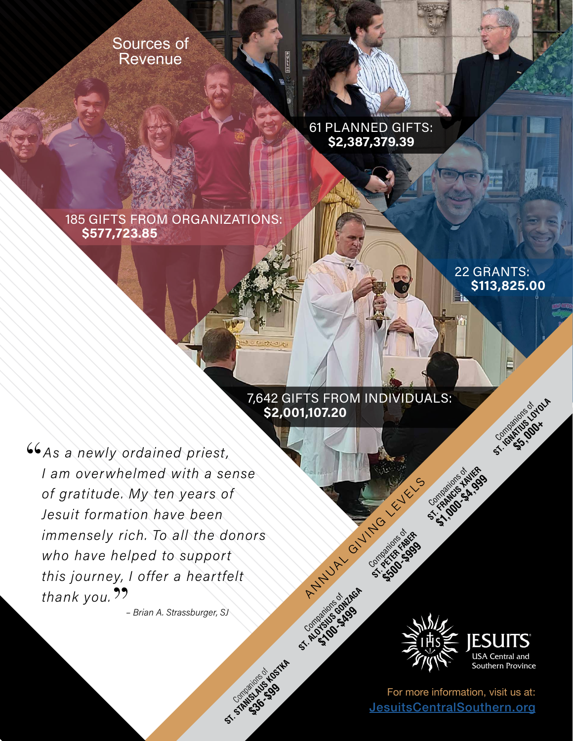## Sources of Revenue

185 GIFTS FROM ORGANIZATIONS:
**$577,723.85**

61 PLANNED GIFTS:
**$2,387,379.39**

22 GRANTS:
**$113,825.00**

7,642 GIFTS FROM INDIVIDUALS:
**$2,001,107.20**

*"As a newly ordained priest, I am overwhelmed with a sense of gratitude. My ten years of Jesuit formation have been immensely rich. To all the donors who have helped to support this journey, I offer a heartfelt thank you."*

*– Brian A. Strassburger, SJ*

### ANNUAL GIVING LEVELS

Companions of **ST. STANISLAUS KOSTKA** **$36-$99**

Companions of **ST. ALOYSIUS GONZAGA** **$100-$499**

Companions of **ST. PETER FABER** **$500-$999**

Companions of **ST. FRANCIS XAVIER** **$1,000-$4,999**

Companions of **ST. IGNATIUS LOYOLA** **$5,000+**

JESUITS
USA Central and Southern Province

For more information, visit us at:
JesuitsCentralSouthern.org